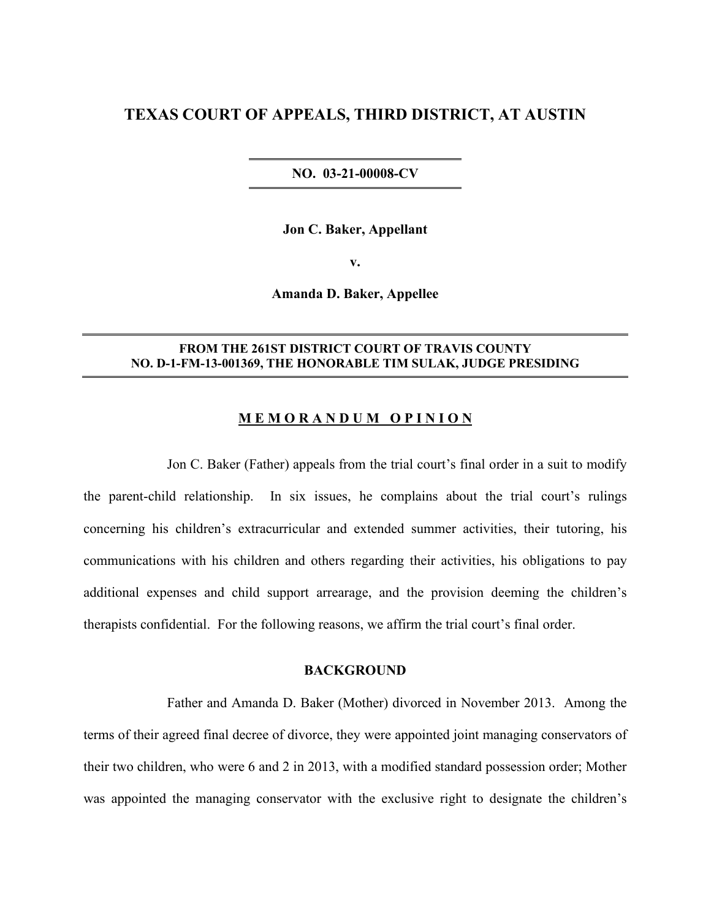# TEXAS COURT OF APPEALS, THIRD DISTRICT, AT AUSTIN

---

**NO. 03-21-00008-CV**

---

**Jon C. Baker, Appellant**

**v.**

**Amanda D. Baker, Appellee**

---

**FROM THE 261ST DISTRICT COURT OF TRAVIS COUNTY**
**NO. D-1-FM-13-001369, THE HONORABLE TIM SULAK, JUDGE PRESIDING**

---

## MEMORANDUM OPINION

Jon C. Baker (Father) appeals from the trial court's final order in a suit to modify the parent-child relationship. In six issues, he complains about the trial court's rulings concerning his children's extracurricular and extended summer activities, their tutoring, his communications with his children and others regarding their activities, his obligations to pay additional expenses and child support arrearage, and the provision deeming the children's therapists confidential. For the following reasons, we affirm the trial court's final order.

## BACKGROUND

Father and Amanda D. Baker (Mother) divorced in November 2013. Among the terms of their agreed final decree of divorce, they were appointed joint managing conservators of their two children, who were 6 and 2 in 2013, with a modified standard possession order; Mother was appointed the managing conservator with the exclusive right to designate the children's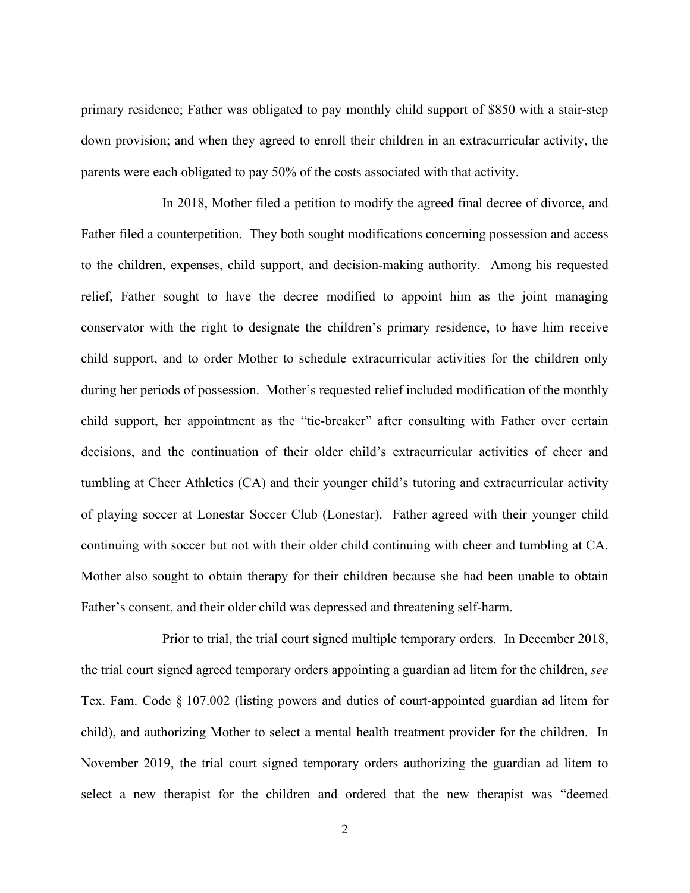primary residence; Father was obligated to pay monthly child support of $850 with a stair-step down provision; and when they agreed to enroll their children in an extracurricular activity, the parents were each obligated to pay 50% of the costs associated with that activity.

In 2018, Mother filed a petition to modify the agreed final decree of divorce, and Father filed a counterpetition. They both sought modifications concerning possession and access to the children, expenses, child support, and decision-making authority. Among his requested relief, Father sought to have the decree modified to appoint him as the joint managing conservator with the right to designate the children's primary residence, to have him receive child support, and to order Mother to schedule extracurricular activities for the children only during her periods of possession. Mother's requested relief included modification of the monthly child support, her appointment as the "tie-breaker" after consulting with Father over certain decisions, and the continuation of their older child's extracurricular activities of cheer and tumbling at Cheer Athletics (CA) and their younger child's tutoring and extracurricular activity of playing soccer at Lonestar Soccer Club (Lonestar). Father agreed with their younger child continuing with soccer but not with their older child continuing with cheer and tumbling at CA. Mother also sought to obtain therapy for their children because she had been unable to obtain Father's consent, and their older child was depressed and threatening self-harm.

Prior to trial, the trial court signed multiple temporary orders. In December 2018, the trial court signed agreed temporary orders appointing a guardian ad litem for the children, *see* Tex. Fam. Code § 107.002 (listing powers and duties of court-appointed guardian ad litem for child), and authorizing Mother to select a mental health treatment provider for the children. In November 2019, the trial court signed temporary orders authorizing the guardian ad litem to select a new therapist for the children and ordered that the new therapist was "deemed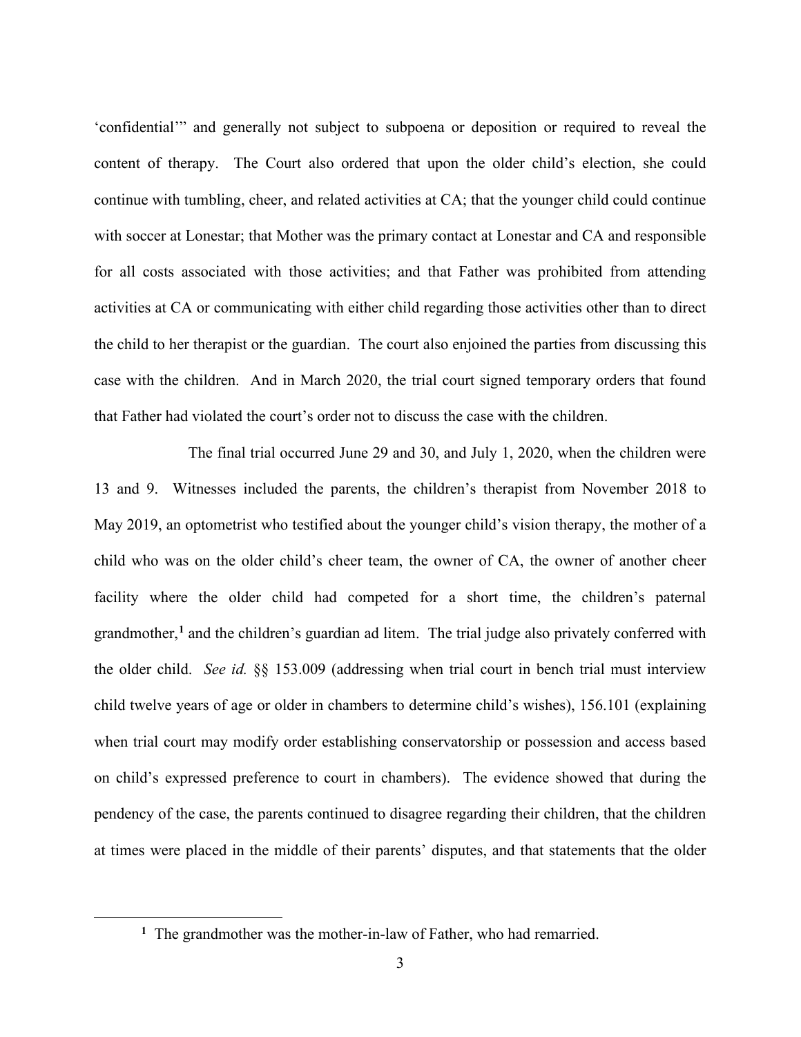'confidential'" and generally not subject to subpoena or deposition or required to reveal the content of therapy. The Court also ordered that upon the older child's election, she could continue with tumbling, cheer, and related activities at CA; that the younger child could continue with soccer at Lonestar; that Mother was the primary contact at Lonestar and CA and responsible for all costs associated with those activities; and that Father was prohibited from attending activities at CA or communicating with either child regarding those activities other than to direct the child to her therapist or the guardian. The court also enjoined the parties from discussing this case with the children. And in March 2020, the trial court signed temporary orders that found that Father had violated the court's order not to discuss the case with the children.

The final trial occurred June 29 and 30, and July 1, 2020, when the children were 13 and 9. Witnesses included the parents, the children's therapist from November 2018 to May 2019, an optometrist who testified about the younger child's vision therapy, the mother of a child who was on the older child's cheer team, the owner of CA, the owner of another cheer facility where the older child had competed for a short time, the children's paternal grandmother,[1] and the children's guardian ad litem. The trial judge also privately conferred with the older child. *See id.* §§ 153.009 (addressing when trial court in bench trial must interview child twelve years of age or older in chambers to determine child's wishes), 156.101 (explaining when trial court may modify order establishing conservatorship or possession and access based on child's expressed preference to court in chambers). The evidence showed that during the pendency of the case, the parents continued to disagree regarding their children, that the children at times were placed in the middle of their parents' disputes, and that statements that the older

[1] The grandmother was the mother-in-law of Father, who had remarried.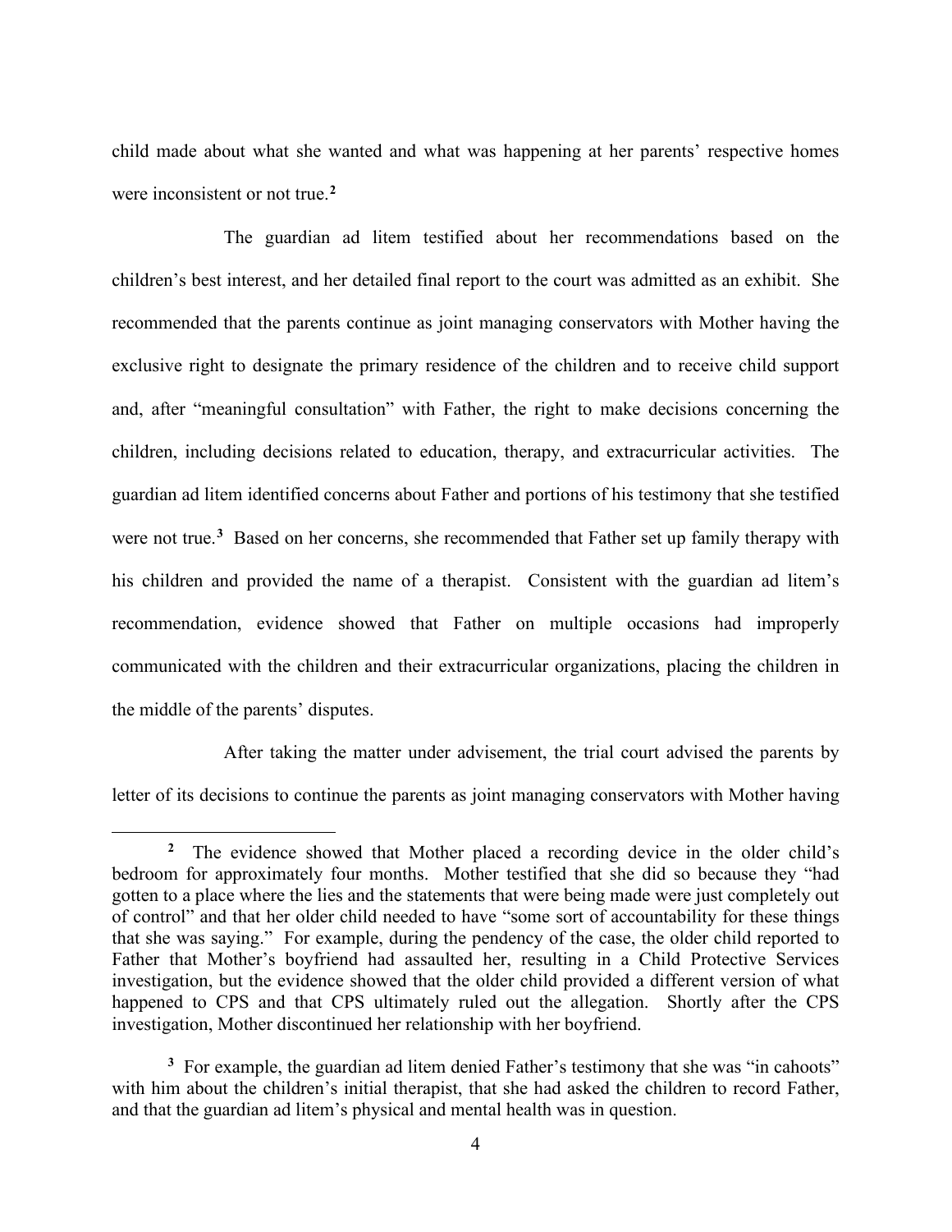child made about what she wanted and what was happening at her parents' respective homes were inconsistent or not true.[2]

The guardian ad litem testified about her recommendations based on the children's best interest, and her detailed final report to the court was admitted as an exhibit. She recommended that the parents continue as joint managing conservators with Mother having the exclusive right to designate the primary residence of the children and to receive child support and, after "meaningful consultation" with Father, the right to make decisions concerning the children, including decisions related to education, therapy, and extracurricular activities. The guardian ad litem identified concerns about Father and portions of his testimony that she testified were not true.[3] Based on her concerns, she recommended that Father set up family therapy with his children and provided the name of a therapist. Consistent with the guardian ad litem's recommendation, evidence showed that Father on multiple occasions had improperly communicated with the children and their extracurricular organizations, placing the children in the middle of the parents' disputes.

After taking the matter under advisement, the trial court advised the parents by letter of its decisions to continue the parents as joint managing conservators with Mother having

[2] The evidence showed that Mother placed a recording device in the older child's bedroom for approximately four months. Mother testified that she did so because they "had gotten to a place where the lies and the statements that were being made were just completely out of control" and that her older child needed to have "some sort of accountability for these things that she was saying." For example, during the pendency of the case, the older child reported to Father that Mother's boyfriend had assaulted her, resulting in a Child Protective Services investigation, but the evidence showed that the older child provided a different version of what happened to CPS and that CPS ultimately ruled out the allegation. Shortly after the CPS investigation, Mother discontinued her relationship with her boyfriend.

[3] For example, the guardian ad litem denied Father's testimony that she was "in cahoots" with him about the children's initial therapist, that she had asked the children to record Father, and that the guardian ad litem's physical and mental health was in question.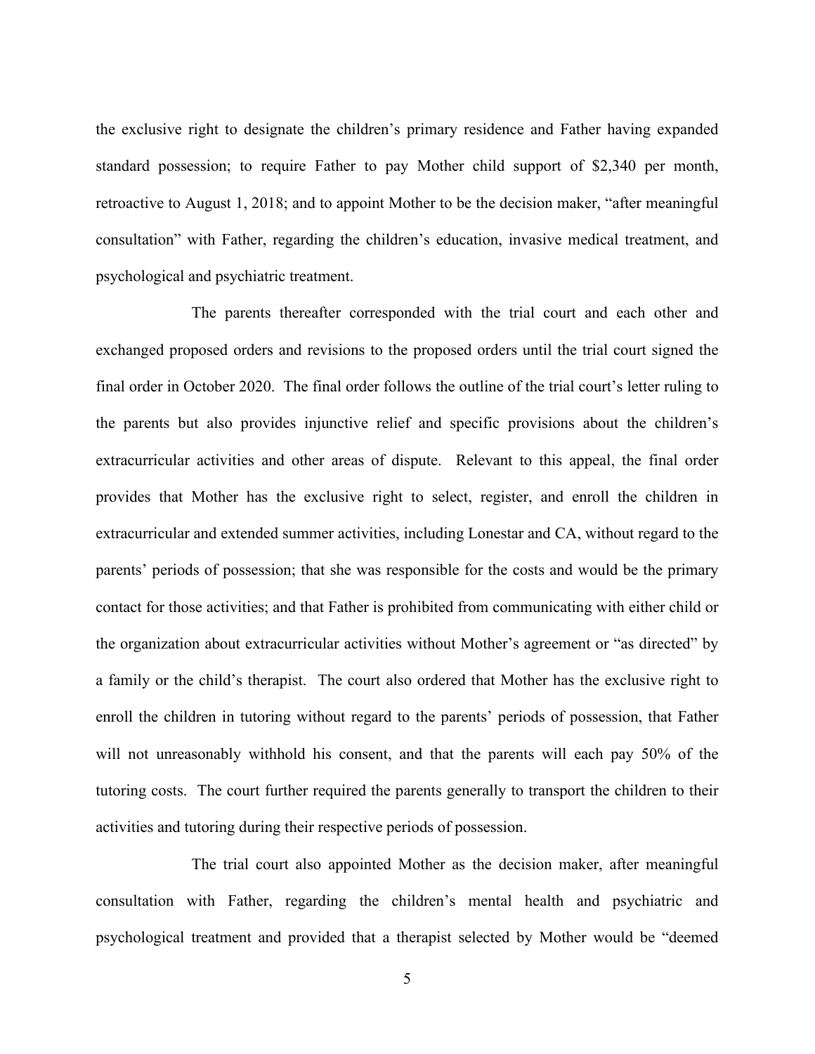the exclusive right to designate the children's primary residence and Father having expanded standard possession; to require Father to pay Mother child support of $2,340 per month, retroactive to August 1, 2018; and to appoint Mother to be the decision maker, "after meaningful consultation" with Father, regarding the children's education, invasive medical treatment, and psychological and psychiatric treatment.

The parents thereafter corresponded with the trial court and each other and exchanged proposed orders and revisions to the proposed orders until the trial court signed the final order in October 2020. The final order follows the outline of the trial court's letter ruling to the parents but also provides injunctive relief and specific provisions about the children's extracurricular activities and other areas of dispute. Relevant to this appeal, the final order provides that Mother has the exclusive right to select, register, and enroll the children in extracurricular and extended summer activities, including Lonestar and CA, without regard to the parents' periods of possession; that she was responsible for the costs and would be the primary contact for those activities; and that Father is prohibited from communicating with either child or the organization about extracurricular activities without Mother's agreement or "as directed" by a family or the child's therapist. The court also ordered that Mother has the exclusive right to enroll the children in tutoring without regard to the parents' periods of possession, that Father will not unreasonably withhold his consent, and that the parents will each pay 50% of the tutoring costs. The court further required the parents generally to transport the children to their activities and tutoring during their respective periods of possession.

The trial court also appointed Mother as the decision maker, after meaningful consultation with Father, regarding the children's mental health and psychiatric and psychological treatment and provided that a therapist selected by Mother would be "deemed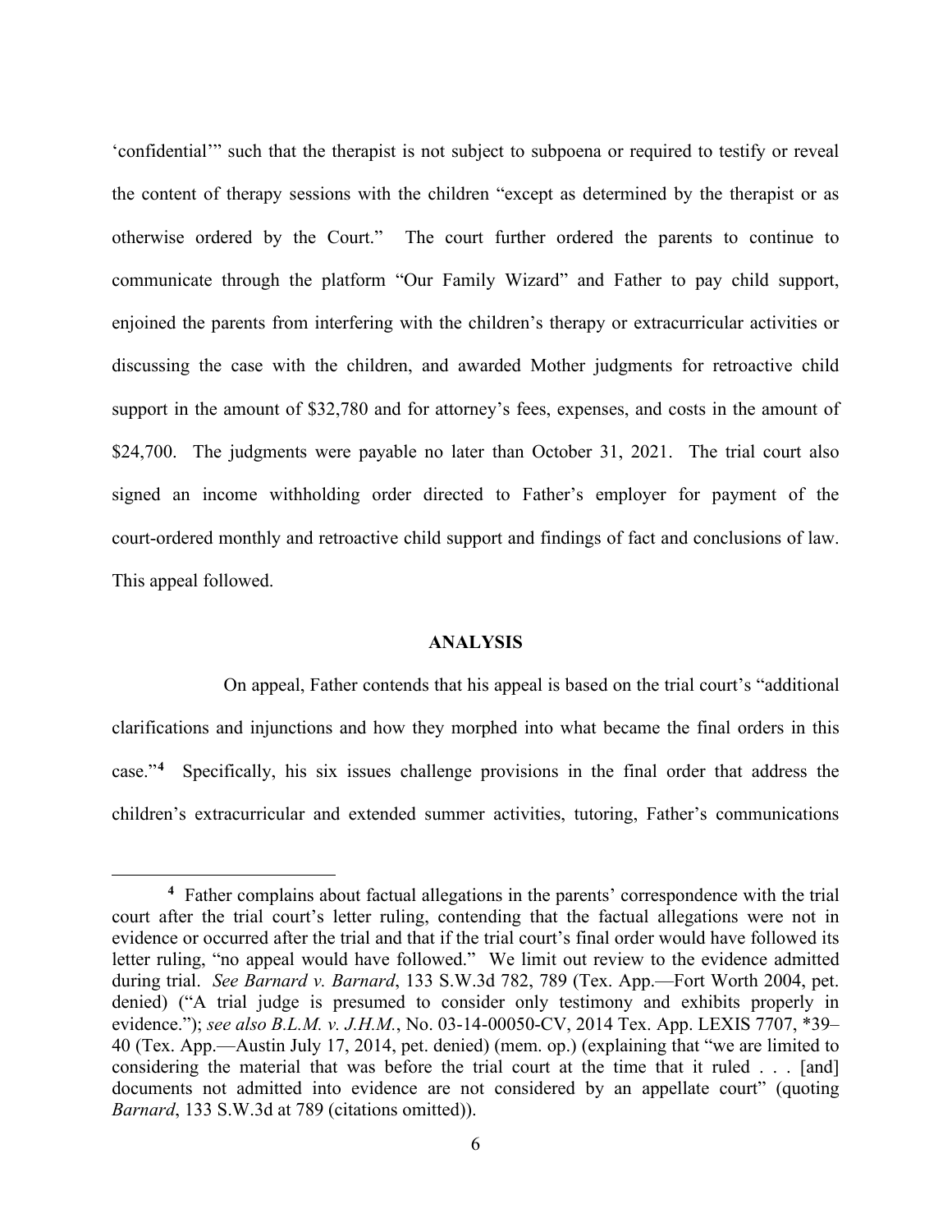'confidential'" such that the therapist is not subject to subpoena or required to testify or reveal the content of therapy sessions with the children "except as determined by the therapist or as otherwise ordered by the Court." The court further ordered the parents to continue to communicate through the platform "Our Family Wizard" and Father to pay child support, enjoined the parents from interfering with the children's therapy or extracurricular activities or discussing the case with the children, and awarded Mother judgments for retroactive child support in the amount of $32,780 and for attorney's fees, expenses, and costs in the amount of $24,700. The judgments were payable no later than October 31, 2021. The trial court also signed an income withholding order directed to Father's employer for payment of the court-ordered monthly and retroactive child support and findings of fact and conclusions of law. This appeal followed.

## ANALYSIS

On appeal, Father contends that his appeal is based on the trial court's "additional clarifications and injunctions and how they morphed into what became the final orders in this case."[4] Specifically, his six issues challenge provisions in the final order that address the children's extracurricular and extended summer activities, tutoring, Father's communications

---

[4] Father complains about factual allegations in the parents' correspondence with the trial court after the trial court's letter ruling, contending that the factual allegations were not in evidence or occurred after the trial and that if the trial court's final order would have followed its letter ruling, "no appeal would have followed." We limit out review to the evidence admitted during trial. *See Barnard v. Barnard*, 133 S.W.3d 782, 789 (Tex. App.—Fort Worth 2004, pet. denied) ("A trial judge is presumed to consider only testimony and exhibits properly in evidence."); *see also B.L.M. v. J.H.M.*, No. 03-14-00050-CV, 2014 Tex. App. LEXIS 7707, *39–40 (Tex. App.—Austin July 17, 2014, pet. denied) (mem. op.) (explaining that "we are limited to considering the material that was before the trial court at the time that it ruled . . . [and] documents not admitted into evidence are not considered by an appellate court" (quoting *Barnard*, 133 S.W.3d at 789 (citations omitted)).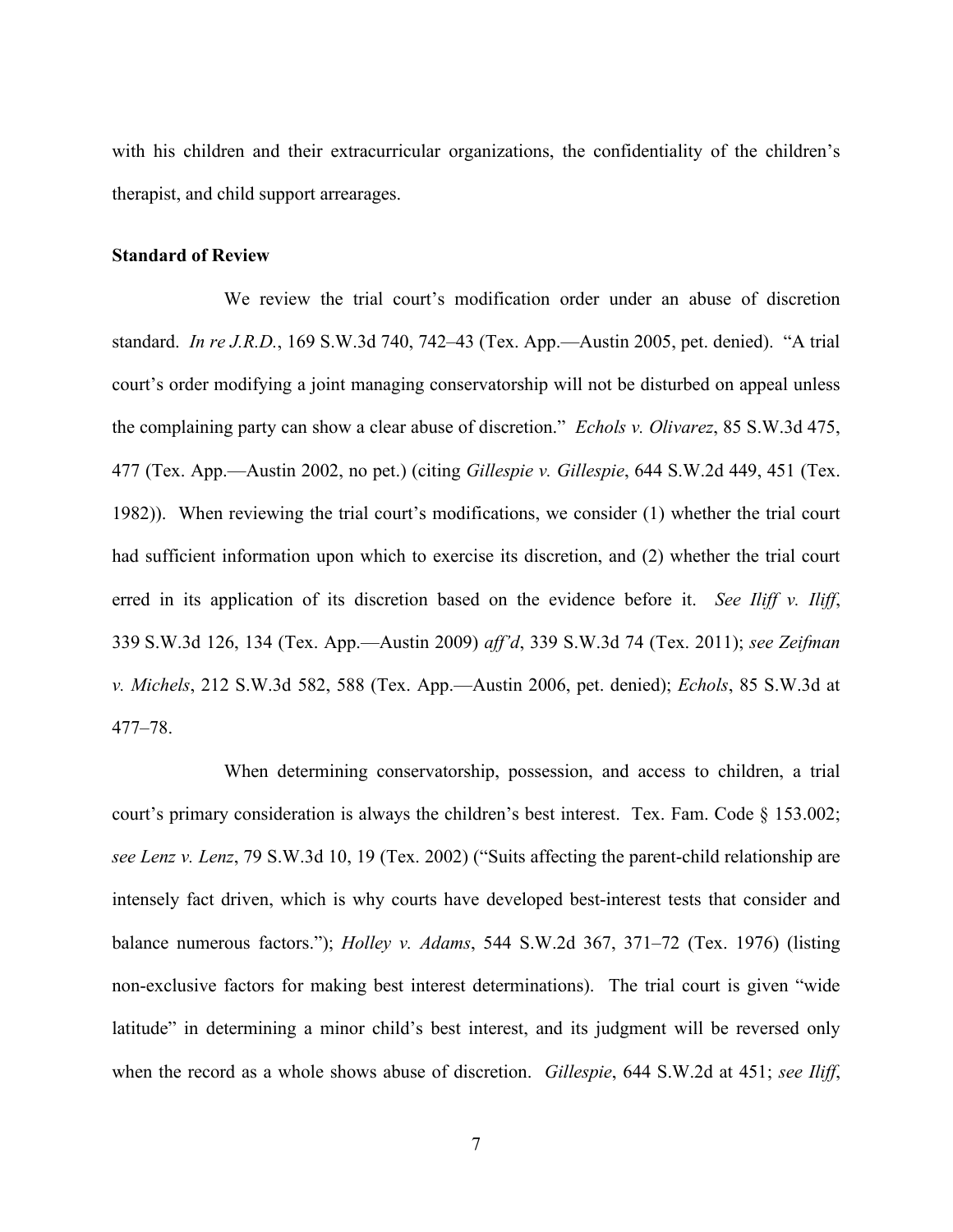with his children and their extracurricular organizations, the confidentiality of the children's therapist, and child support arrearages.

**Standard of Review**

We review the trial court's modification order under an abuse of discretion standard. *In re J.R.D.*, 169 S.W.3d 740, 742–43 (Tex. App.—Austin 2005, pet. denied). "A trial court's order modifying a joint managing conservatorship will not be disturbed on appeal unless the complaining party can show a clear abuse of discretion." *Echols v. Olivarez*, 85 S.W.3d 475, 477 (Tex. App.—Austin 2002, no pet.) (citing *Gillespie v. Gillespie*, 644 S.W.2d 449, 451 (Tex. 1982)). When reviewing the trial court's modifications, we consider (1) whether the trial court had sufficient information upon which to exercise its discretion, and (2) whether the trial court erred in its application of its discretion based on the evidence before it. *See Iliff v. Iliff*, 339 S.W.3d 126, 134 (Tex. App.—Austin 2009) *aff'd*, 339 S.W.3d 74 (Tex. 2011); *see Zeifman v. Michels*, 212 S.W.3d 582, 588 (Tex. App.—Austin 2006, pet. denied); *Echols*, 85 S.W.3d at 477–78.

When determining conservatorship, possession, and access to children, a trial court's primary consideration is always the children's best interest. Tex. Fam. Code § 153.002; *see Lenz v. Lenz*, 79 S.W.3d 10, 19 (Tex. 2002) ("Suits affecting the parent-child relationship are intensely fact driven, which is why courts have developed best-interest tests that consider and balance numerous factors."); *Holley v. Adams*, 544 S.W.2d 367, 371–72 (Tex. 1976) (listing non-exclusive factors for making best interest determinations). The trial court is given "wide latitude" in determining a minor child's best interest, and its judgment will be reversed only when the record as a whole shows abuse of discretion. *Gillespie*, 644 S.W.2d at 451; *see Iliff*,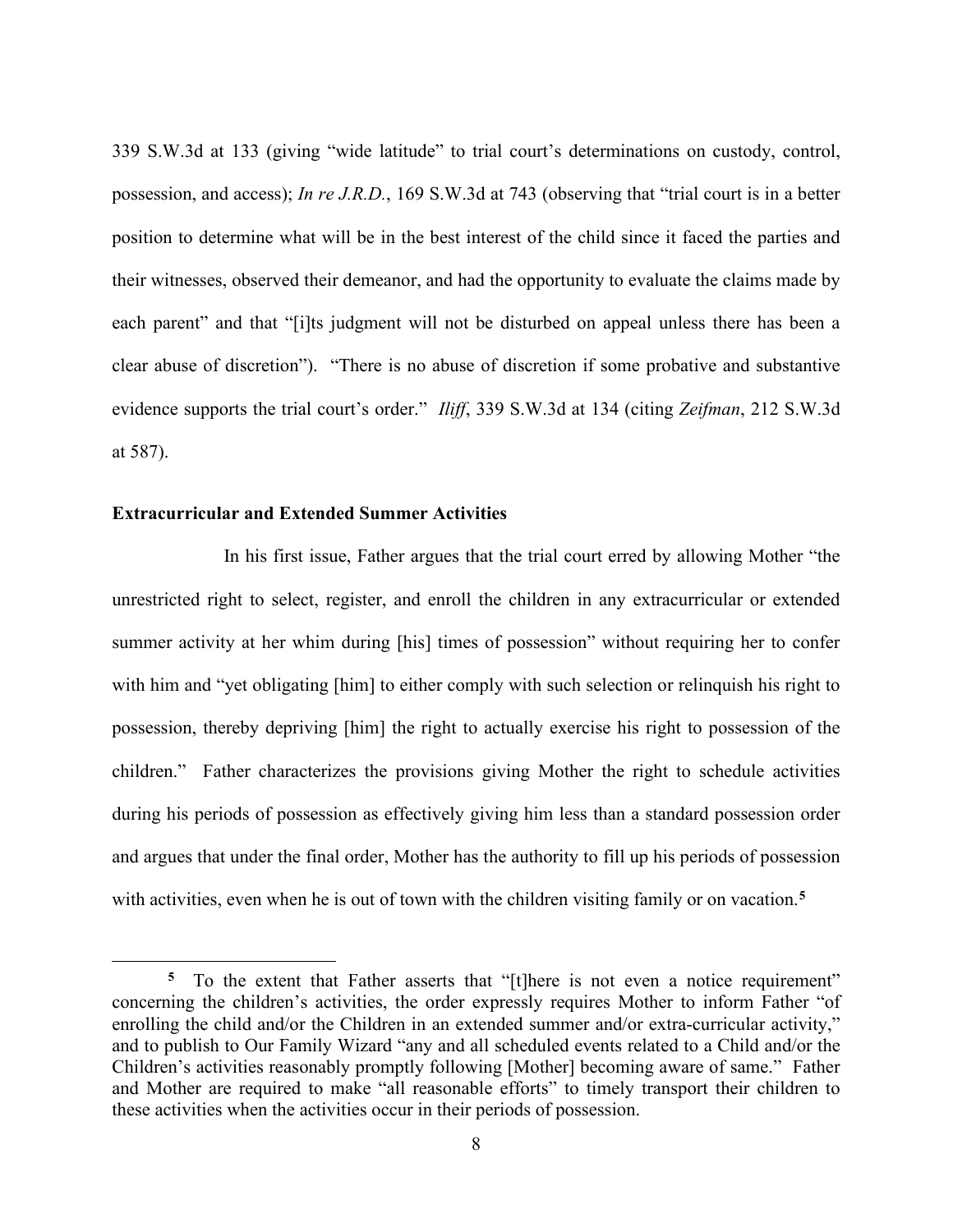339 S.W.3d at 133 (giving "wide latitude" to trial court's determinations on custody, control, possession, and access); *In re J.R.D.*, 169 S.W.3d at 743 (observing that "trial court is in a better position to determine what will be in the best interest of the child since it faced the parties and their witnesses, observed their demeanor, and had the opportunity to evaluate the claims made by each parent" and that "[i]ts judgment will not be disturbed on appeal unless there has been a clear abuse of discretion"). "There is no abuse of discretion if some probative and substantive evidence supports the trial court's order." *Iliff*, 339 S.W.3d at 134 (citing *Zeifman*, 212 S.W.3d at 587).

**Extracurricular and Extended Summer Activities**

In his first issue, Father argues that the trial court erred by allowing Mother "the unrestricted right to select, register, and enroll the children in any extracurricular or extended summer activity at her whim during [his] times of possession" without requiring her to confer with him and "yet obligating [him] to either comply with such selection or relinquish his right to possession, thereby depriving [him] the right to actually exercise his right to possession of the children." Father characterizes the provisions giving Mother the right to schedule activities during his periods of possession as effectively giving him less than a standard possession order and argues that under the final order, Mother has the authority to fill up his periods of possession with activities, even when he is out of town with the children visiting family or on vacation.[5]

[5] To the extent that Father asserts that "[t]here is not even a notice requirement" concerning the children's activities, the order expressly requires Mother to inform Father "of enrolling the child and/or the Children in an extended summer and/or extra-curricular activity," and to publish to Our Family Wizard "any and all scheduled events related to a Child and/or the Children's activities reasonably promptly following [Mother] becoming aware of same." Father and Mother are required to make "all reasonable efforts" to timely transport their children to these activities when the activities occur in their periods of possession.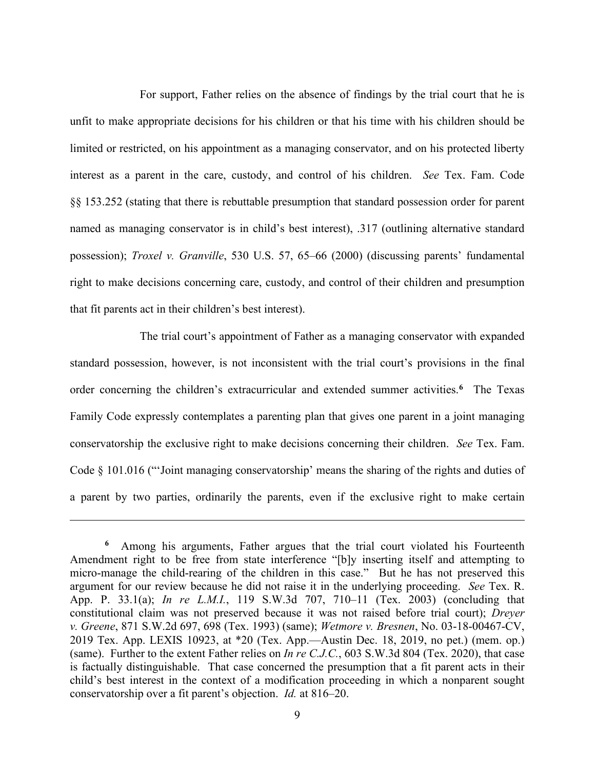For support, Father relies on the absence of findings by the trial court that he is unfit to make appropriate decisions for his children or that his time with his children should be limited or restricted, on his appointment as a managing conservator, and on his protected liberty interest as a parent in the care, custody, and control of his children. *See* Tex. Fam. Code §§ 153.252 (stating that there is rebuttable presumption that standard possession order for parent named as managing conservator is in child's best interest), .317 (outlining alternative standard possession); *Troxel v. Granville*, 530 U.S. 57, 65–66 (2000) (discussing parents' fundamental right to make decisions concerning care, custody, and control of their children and presumption that fit parents act in their children's best interest).

The trial court's appointment of Father as a managing conservator with expanded standard possession, however, is not inconsistent with the trial court's provisions in the final order concerning the children's extracurricular and extended summer activities.[6] The Texas Family Code expressly contemplates a parenting plan that gives one parent in a joint managing conservatorship the exclusive right to make decisions concerning their children. *See* Tex. Fam. Code § 101.016 ("'Joint managing conservatorship' means the sharing of the rights and duties of a parent by two parties, ordinarily the parents, even if the exclusive right to make certain

---

[6] Among his arguments, Father argues that the trial court violated his Fourteenth Amendment right to be free from state interference "[b]y inserting itself and attempting to micro-manage the child-rearing of the children in this case." But he has not preserved this argument for our review because he did not raise it in the underlying proceeding. *See* Tex. R. App. P. 33.1(a); *In re L.M.I.*, 119 S.W.3d 707, 710–11 (Tex. 2003) (concluding that constitutional claim was not preserved because it was not raised before trial court); *Dreyer v. Greene*, 871 S.W.2d 697, 698 (Tex. 1993) (same); *Wetmore v. Bresnen*, No. 03-18-00467-CV, 2019 Tex. App. LEXIS 10923, at *20 (Tex. App.—Austin Dec. 18, 2019, no pet.) (mem. op.) (same). Further to the extent Father relies on *In re C.J.C.*, 603 S.W.3d 804 (Tex. 2020), that case is factually distinguishable. That case concerned the presumption that a fit parent acts in their child's best interest in the context of a modification proceeding in which a nonparent sought conservatorship over a fit parent's objection. *Id.* at 816–20.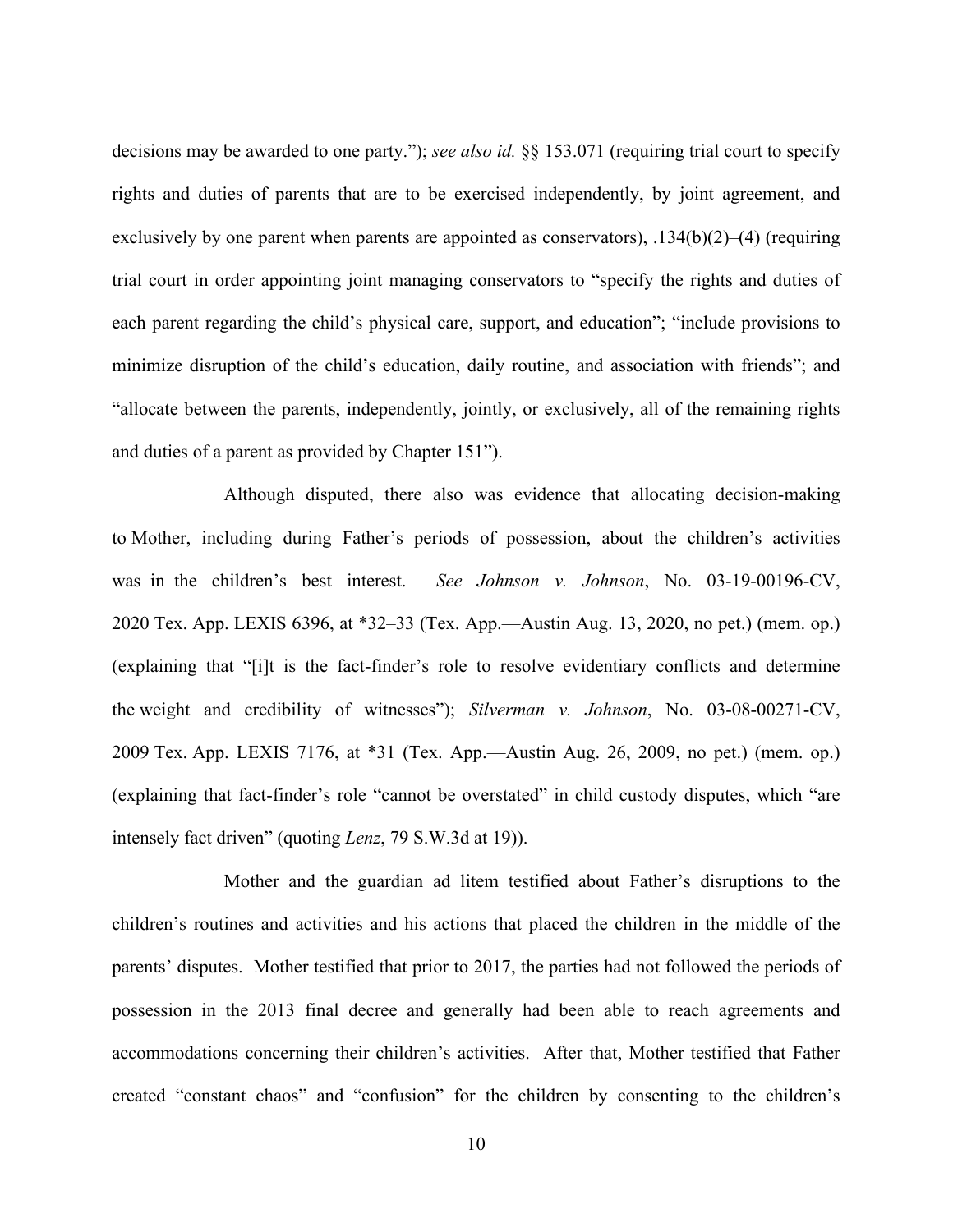decisions may be awarded to one party."); *see also id.* §§ 153.071 (requiring trial court to specify rights and duties of parents that are to be exercised independently, by joint agreement, and exclusively by one parent when parents are appointed as conservators), .134(b)(2)–(4) (requiring trial court in order appointing joint managing conservators to "specify the rights and duties of each parent regarding the child's physical care, support, and education"; "include provisions to minimize disruption of the child's education, daily routine, and association with friends"; and "allocate between the parents, independently, jointly, or exclusively, all of the remaining rights and duties of a parent as provided by Chapter 151").

Although disputed, there also was evidence that allocating decision-making to Mother, including during Father's periods of possession, about the children's activities was in the children's best interest. *See Johnson v. Johnson*, No. 03-19-00196-CV, 2020 Tex. App. LEXIS 6396, at *32–33 (Tex. App.—Austin Aug. 13, 2020, no pet.) (mem. op.) (explaining that "[i]t is the fact-finder's role to resolve evidentiary conflicts and determine the weight and credibility of witnesses"); *Silverman v. Johnson*, No. 03-08-00271-CV, 2009 Tex. App. LEXIS 7176, at *31 (Tex. App.—Austin Aug. 26, 2009, no pet.) (mem. op.) (explaining that fact-finder's role "cannot be overstated" in child custody disputes, which "are intensely fact driven" (quoting *Lenz*, 79 S.W.3d at 19)).

Mother and the guardian ad litem testified about Father's disruptions to the children's routines and activities and his actions that placed the children in the middle of the parents' disputes. Mother testified that prior to 2017, the parties had not followed the periods of possession in the 2013 final decree and generally had been able to reach agreements and accommodations concerning their children's activities. After that, Mother testified that Father created "constant chaos" and "confusion" for the children by consenting to the children's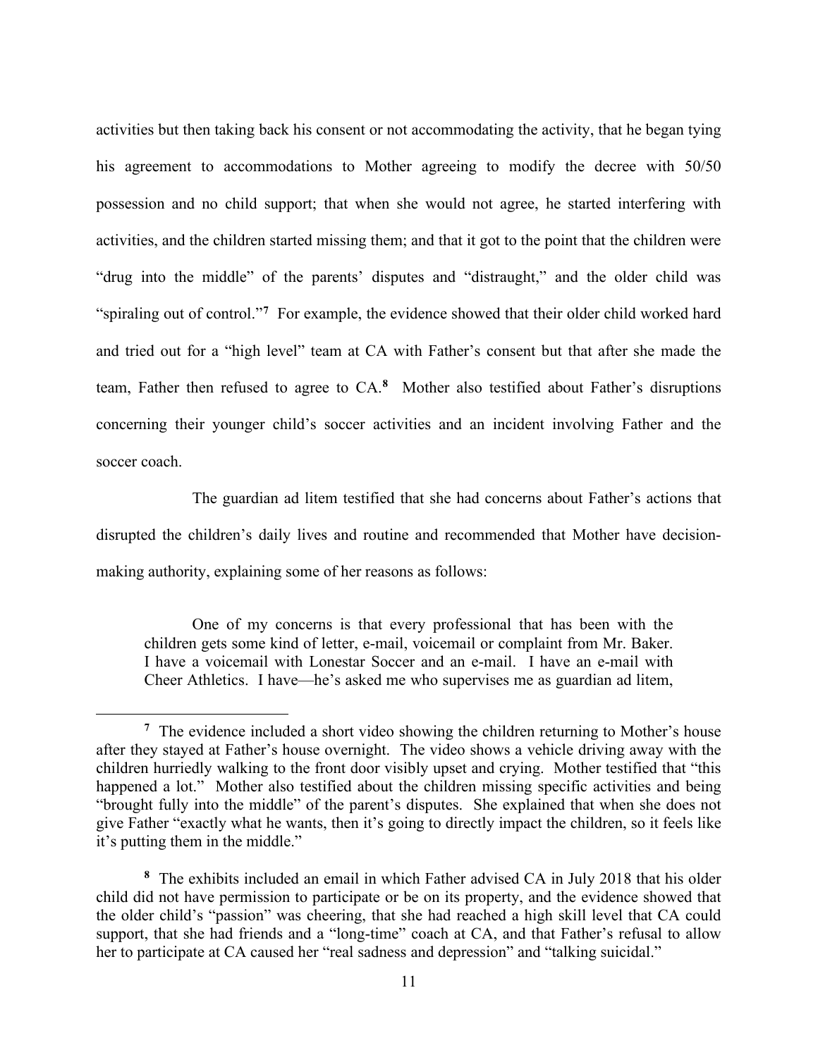activities but then taking back his consent or not accommodating the activity, that he began tying his agreement to accommodations to Mother agreeing to modify the decree with 50/50 possession and no child support; that when she would not agree, he started interfering with activities, and the children started missing them; and that it got to the point that the children were "drug into the middle" of the parents' disputes and "distraught," and the older child was "spiraling out of control."[7] For example, the evidence showed that their older child worked hard and tried out for a "high level" team at CA with Father's consent but that after she made the team, Father then refused to agree to CA.[8] Mother also testified about Father's disruptions concerning their younger child's soccer activities and an incident involving Father and the soccer coach.

The guardian ad litem testified that she had concerns about Father's actions that disrupted the children's daily lives and routine and recommended that Mother have decision-making authority, explaining some of her reasons as follows:

> One of my concerns is that every professional that has been with the children gets some kind of letter, e-mail, voicemail or complaint from Mr. Baker. I have a voicemail with Lonestar Soccer and an e-mail. I have an e-mail with Cheer Athletics. I have—he's asked me who supervises me as guardian ad litem,

---

[7] The evidence included a short video showing the children returning to Mother's house after they stayed at Father's house overnight. The video shows a vehicle driving away with the children hurriedly walking to the front door visibly upset and crying. Mother testified that "this happened a lot." Mother also testified about the children missing specific activities and being "brought fully into the middle" of the parent's disputes. She explained that when she does not give Father "exactly what he wants, then it's going to directly impact the children, so it feels like it's putting them in the middle."

[8] The exhibits included an email in which Father advised CA in July 2018 that his older child did not have permission to participate or be on its property, and the evidence showed that the older child's "passion" was cheering, that she had reached a high skill level that CA could support, that she had friends and a "long-time" coach at CA, and that Father's refusal to allow her to participate at CA caused her "real sadness and depression" and "talking suicidal."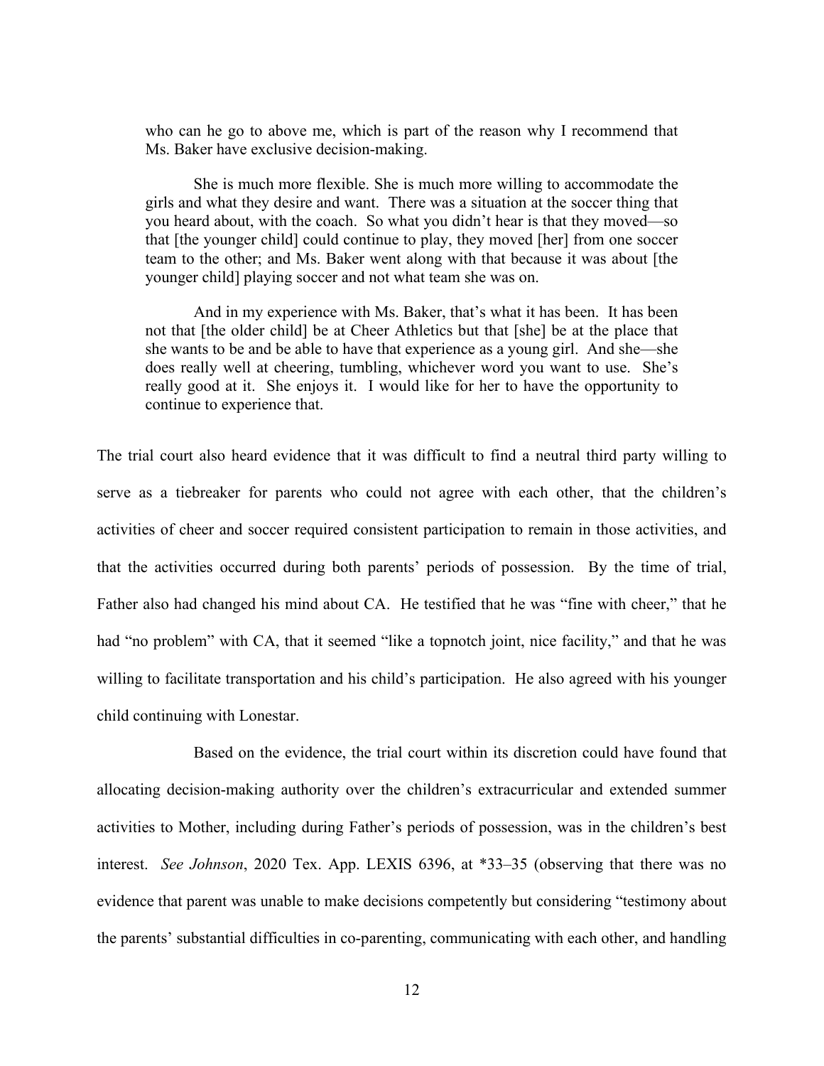> who can he go to above me, which is part of the reason why I recommend that Ms. Baker have exclusive decision-making.
>
> She is much more flexible. She is much more willing to accommodate the girls and what they desire and want. There was a situation at the soccer thing that you heard about, with the coach. So what you didn't hear is that they moved—so that [the younger child] could continue to play, they moved [her] from one soccer team to the other; and Ms. Baker went along with that because it was about [the younger child] playing soccer and not what team she was on.
>
> And in my experience with Ms. Baker, that's what it has been. It has been not that [the older child] be at Cheer Athletics but that [she] be at the place that she wants to be and be able to have that experience as a young girl. And she—she does really well at cheering, tumbling, whichever word you want to use. She's really good at it. She enjoys it. I would like for her to have the opportunity to continue to experience that.

The trial court also heard evidence that it was difficult to find a neutral third party willing to serve as a tiebreaker for parents who could not agree with each other, that the children's activities of cheer and soccer required consistent participation to remain in those activities, and that the activities occurred during both parents' periods of possession. By the time of trial, Father also had changed his mind about CA. He testified that he was "fine with cheer," that he had "no problem" with CA, that it seemed "like a topnotch joint, nice facility," and that he was willing to facilitate transportation and his child's participation. He also agreed with his younger child continuing with Lonestar.

Based on the evidence, the trial court within its discretion could have found that allocating decision-making authority over the children's extracurricular and extended summer activities to Mother, including during Father's periods of possession, was in the children's best interest. *See Johnson*, 2020 Tex. App. LEXIS 6396, at *33–35 (observing that there was no evidence that parent was unable to make decisions competently but considering "testimony about the parents' substantial difficulties in co-parenting, communicating with each other, and handling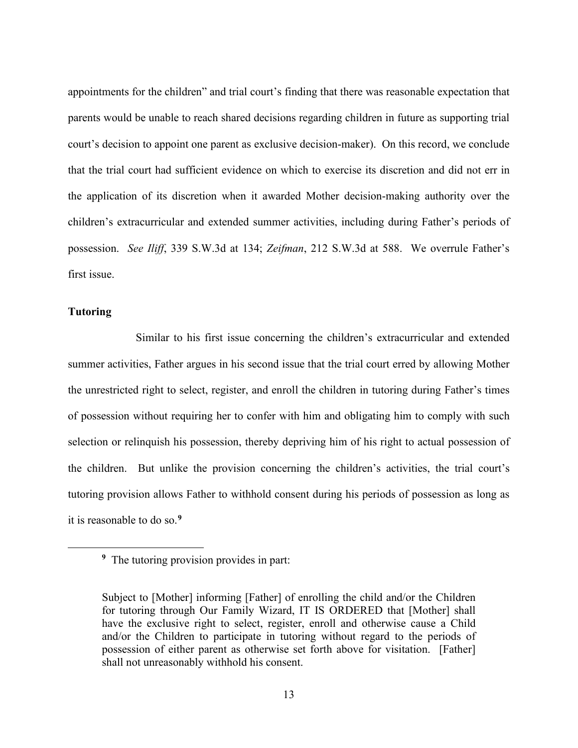appointments for the children" and trial court's finding that there was reasonable expectation that parents would be unable to reach shared decisions regarding children in future as supporting trial court's decision to appoint one parent as exclusive decision-maker). On this record, we conclude that the trial court had sufficient evidence on which to exercise its discretion and did not err in the application of its discretion when it awarded Mother decision-making authority over the children's extracurricular and extended summer activities, including during Father's periods of possession. *See Iliff*, 339 S.W.3d at 134; *Zeifman*, 212 S.W.3d at 588. We overrule Father's first issue.

**Tutoring**

Similar to his first issue concerning the children's extracurricular and extended summer activities, Father argues in his second issue that the trial court erred by allowing Mother the unrestricted right to select, register, and enroll the children in tutoring during Father's times of possession without requiring her to confer with him and obligating him to comply with such selection or relinquish his possession, thereby depriving him of his right to actual possession of the children. But unlike the provision concerning the children's activities, the trial court's tutoring provision allows Father to withhold consent during his periods of possession as long as it is reasonable to do so.[9]

---

[9] The tutoring provision provides in part:

> Subject to [Mother] informing [Father] of enrolling the child and/or the Children for tutoring through Our Family Wizard, IT IS ORDERED that [Mother] shall have the exclusive right to select, register, enroll and otherwise cause a Child and/or the Children to participate in tutoring without regard to the periods of possession of either parent as otherwise set forth above for visitation. [Father] shall not unreasonably withhold his consent.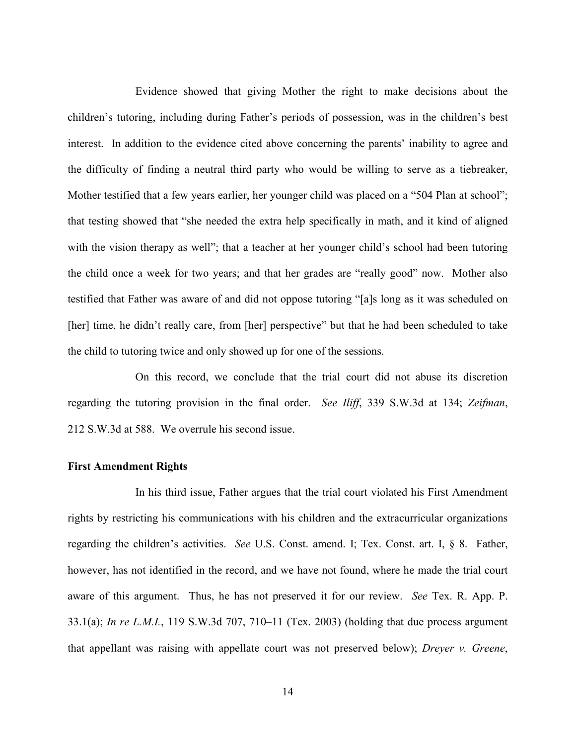Evidence showed that giving Mother the right to make decisions about the children's tutoring, including during Father's periods of possession, was in the children's best interest. In addition to the evidence cited above concerning the parents' inability to agree and the difficulty of finding a neutral third party who would be willing to serve as a tiebreaker, Mother testified that a few years earlier, her younger child was placed on a "504 Plan at school"; that testing showed that "she needed the extra help specifically in math, and it kind of aligned with the vision therapy as well"; that a teacher at her younger child's school had been tutoring the child once a week for two years; and that her grades are "really good" now. Mother also testified that Father was aware of and did not oppose tutoring "[a]s long as it was scheduled on [her] time, he didn't really care, from [her] perspective" but that he had been scheduled to take the child to tutoring twice and only showed up for one of the sessions.

On this record, we conclude that the trial court did not abuse its discretion regarding the tutoring provision in the final order. *See Iliff*, 339 S.W.3d at 134; *Zeifman*, 212 S.W.3d at 588. We overrule his second issue.

**First Amendment Rights**

In his third issue, Father argues that the trial court violated his First Amendment rights by restricting his communications with his children and the extracurricular organizations regarding the children's activities. *See* U.S. Const. amend. I; Tex. Const. art. I, § 8. Father, however, has not identified in the record, and we have not found, where he made the trial court aware of this argument. Thus, he has not preserved it for our review. *See* Tex. R. App. P. 33.1(a); *In re L.M.I.*, 119 S.W.3d 707, 710–11 (Tex. 2003) (holding that due process argument that appellant was raising with appellate court was not preserved below); *Dreyer v. Greene*,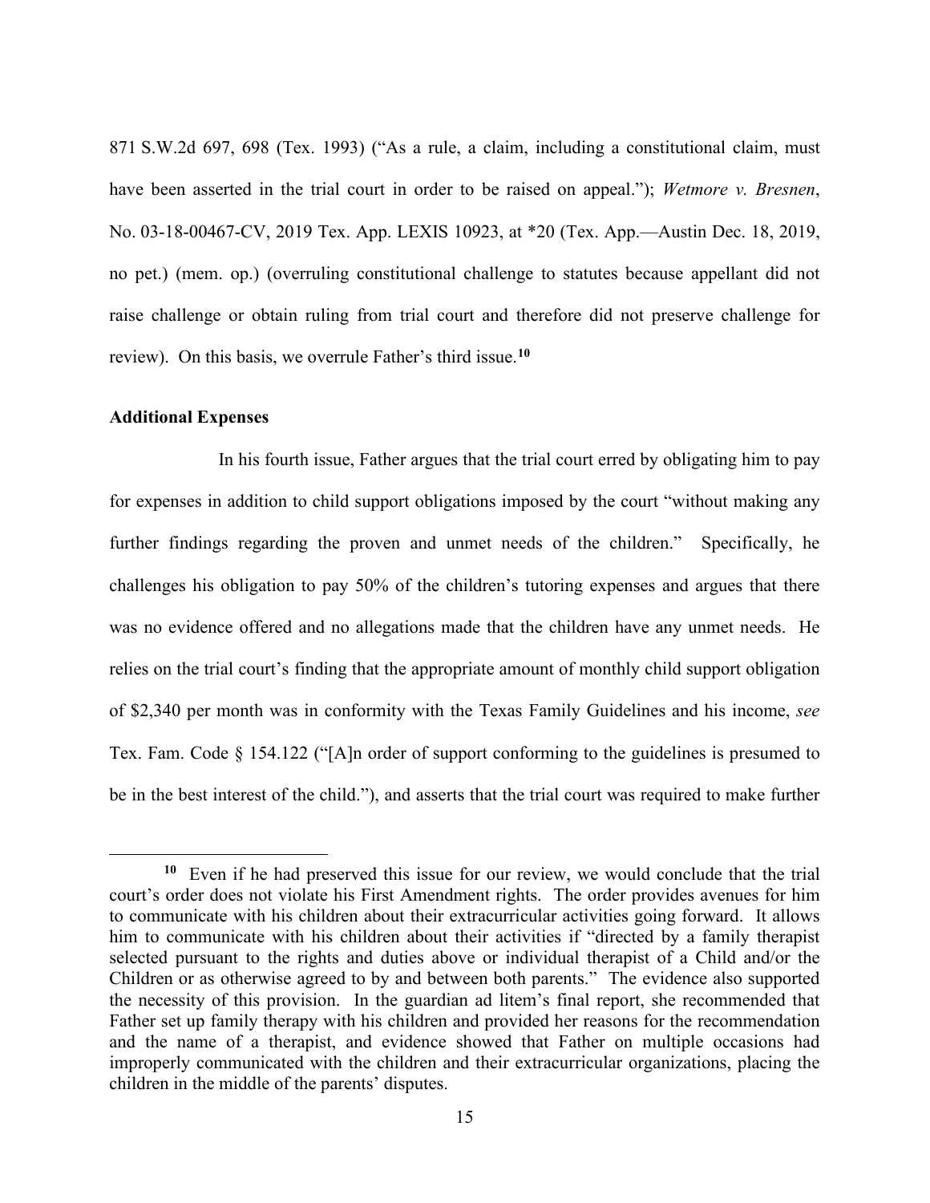871 S.W.2d 697, 698 (Tex. 1993) ("As a rule, a claim, including a constitutional claim, must have been asserted in the trial court in order to be raised on appeal."); *Wetmore v. Bresnen*, No. 03-18-00467-CV, 2019 Tex. App. LEXIS 10923, at *20 (Tex. App.—Austin Dec. 18, 2019, no pet.) (mem. op.) (overruling constitutional challenge to statutes because appellant did not raise challenge or obtain ruling from trial court and therefore did not preserve challenge for review). On this basis, we overrule Father's third issue.[10]

**Additional Expenses**

In his fourth issue, Father argues that the trial court erred by obligating him to pay for expenses in addition to child support obligations imposed by the court "without making any further findings regarding the proven and unmet needs of the children." Specifically, he challenges his obligation to pay 50% of the children's tutoring expenses and argues that there was no evidence offered and no allegations made that the children have any unmet needs. He relies on the trial court's finding that the appropriate amount of monthly child support obligation of $2,340 per month was in conformity with the Texas Family Guidelines and his income, *see* Tex. Fam. Code § 154.122 ("[A]n order of support conforming to the guidelines is presumed to be in the best interest of the child."), and asserts that the trial court was required to make further

---

[10] Even if he had preserved this issue for our review, we would conclude that the trial court's order does not violate his First Amendment rights. The order provides avenues for him to communicate with his children about their extracurricular activities going forward. It allows him to communicate with his children about their activities if "directed by a family therapist selected pursuant to the rights and duties above or individual therapist of a Child and/or the Children or as otherwise agreed to by and between both parents." The evidence also supported the necessity of this provision. In the guardian ad litem's final report, she recommended that Father set up family therapy with his children and provided her reasons for the recommendation and the name of a therapist, and evidence showed that Father on multiple occasions had improperly communicated with the children and their extracurricular organizations, placing the children in the middle of the parents' disputes.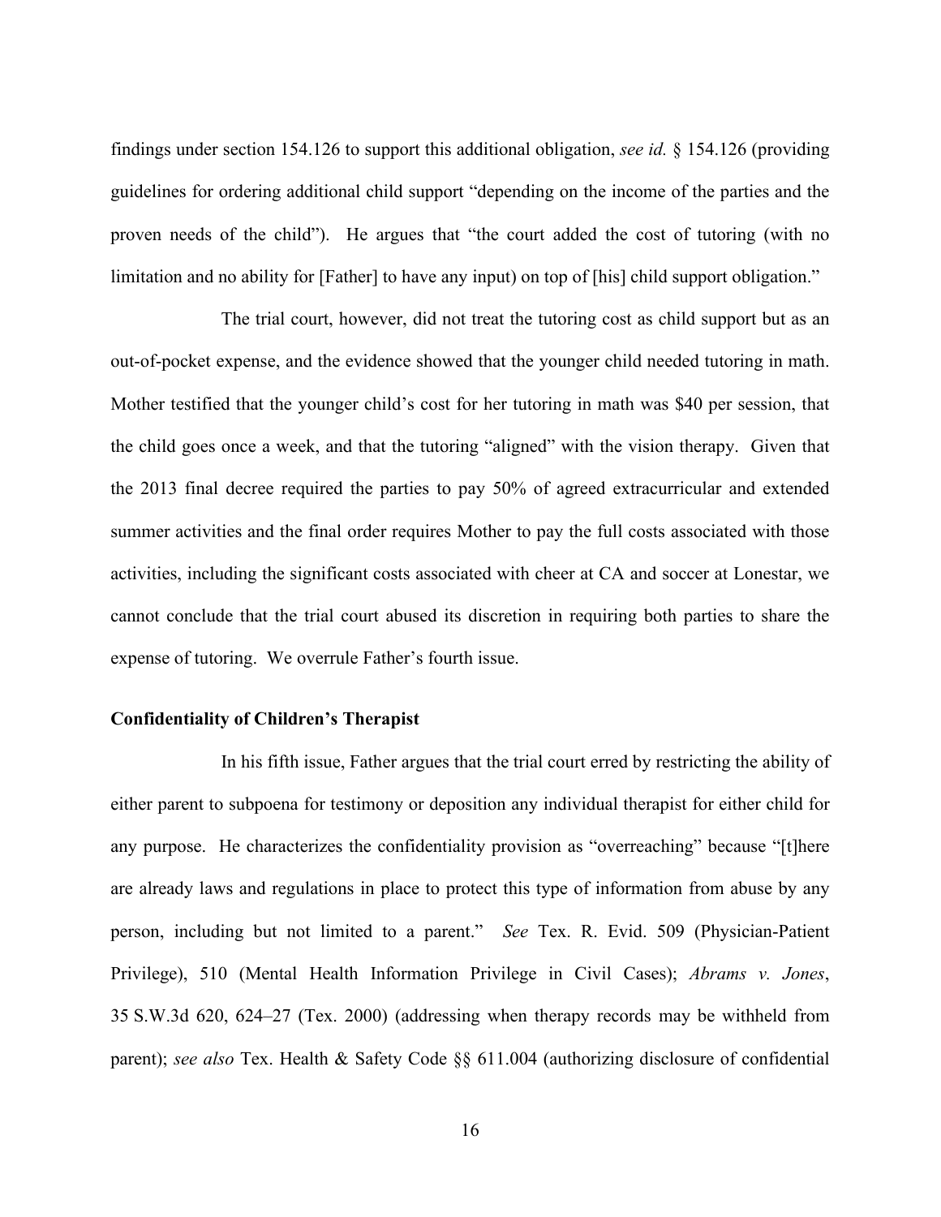findings under section 154.126 to support this additional obligation, *see id.* § 154.126 (providing guidelines for ordering additional child support "depending on the income of the parties and the proven needs of the child"). He argues that "the court added the cost of tutoring (with no limitation and no ability for [Father] to have any input) on top of [his] child support obligation."

The trial court, however, did not treat the tutoring cost as child support but as an out-of-pocket expense, and the evidence showed that the younger child needed tutoring in math. Mother testified that the younger child's cost for her tutoring in math was $40 per session, that the child goes once a week, and that the tutoring "aligned" with the vision therapy. Given that the 2013 final decree required the parties to pay 50% of agreed extracurricular and extended summer activities and the final order requires Mother to pay the full costs associated with those activities, including the significant costs associated with cheer at CA and soccer at Lonestar, we cannot conclude that the trial court abused its discretion in requiring both parties to share the expense of tutoring. We overrule Father's fourth issue.

**Confidentiality of Children's Therapist**

In his fifth issue, Father argues that the trial court erred by restricting the ability of either parent to subpoena for testimony or deposition any individual therapist for either child for any purpose. He characterizes the confidentiality provision as "overreaching" because "[t]here are already laws and regulations in place to protect this type of information from abuse by any person, including but not limited to a parent." *See* Tex. R. Evid. 509 (Physician-Patient Privilege), 510 (Mental Health Information Privilege in Civil Cases); *Abrams v. Jones*, 35 S.W.3d 620, 624–27 (Tex. 2000) (addressing when therapy records may be withheld from parent); *see also* Tex. Health & Safety Code §§ 611.004 (authorizing disclosure of confidential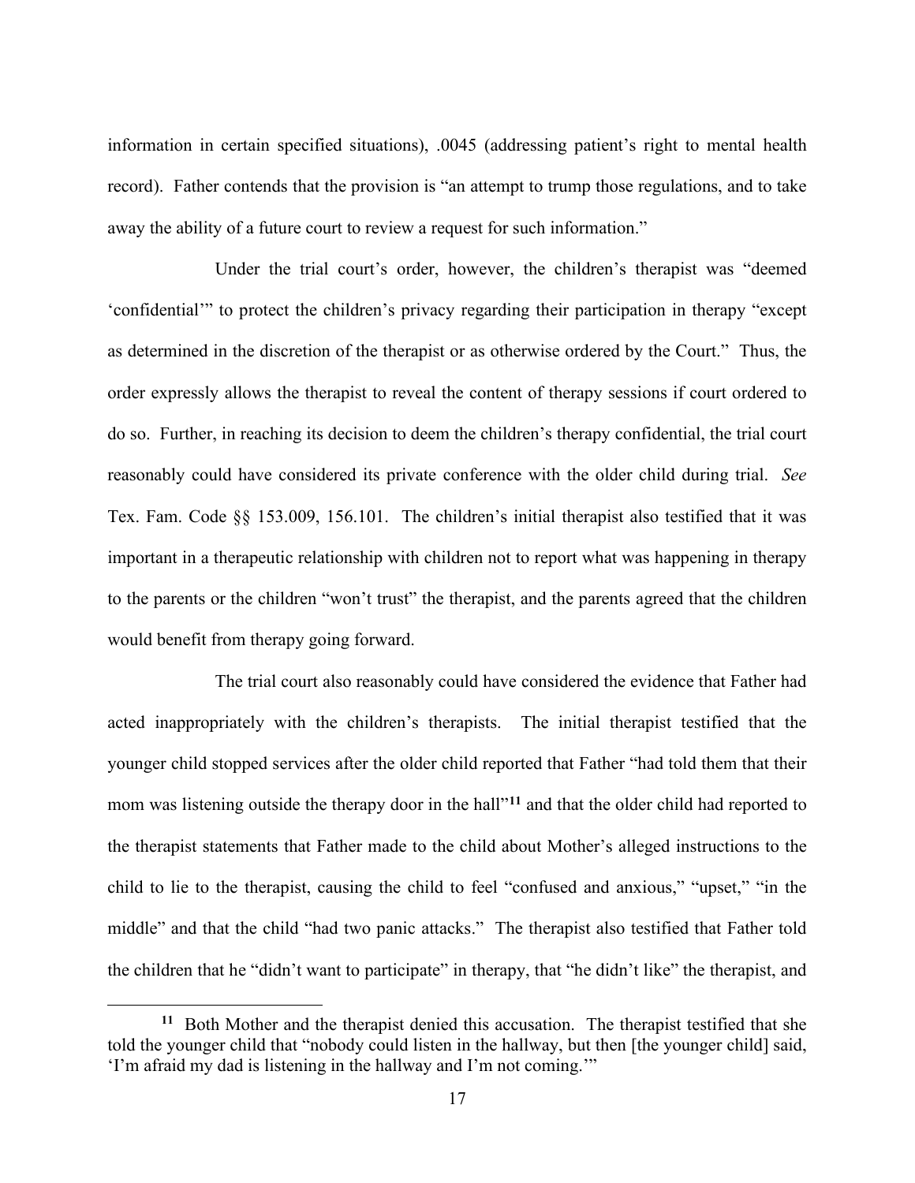information in certain specified situations), .0045 (addressing patient's right to mental health record). Father contends that the provision is "an attempt to trump those regulations, and to take away the ability of a future court to review a request for such information."

Under the trial court's order, however, the children's therapist was "deemed 'confidential'" to protect the children's privacy regarding their participation in therapy "except as determined in the discretion of the therapist or as otherwise ordered by the Court." Thus, the order expressly allows the therapist to reveal the content of therapy sessions if court ordered to do so. Further, in reaching its decision to deem the children's therapy confidential, the trial court reasonably could have considered its private conference with the older child during trial. *See* Tex. Fam. Code §§ 153.009, 156.101. The children's initial therapist also testified that it was important in a therapeutic relationship with children not to report what was happening in therapy to the parents or the children "won't trust" the therapist, and the parents agreed that the children would benefit from therapy going forward.

The trial court also reasonably could have considered the evidence that Father had acted inappropriately with the children's therapists. The initial therapist testified that the younger child stopped services after the older child reported that Father "had told them that their mom was listening outside the therapy door in the hall"[11] and that the older child had reported to the therapist statements that Father made to the child about Mother's alleged instructions to the child to lie to the therapist, causing the child to feel "confused and anxious," "upset," "in the middle" and that the child "had two panic attacks." The therapist also testified that Father told the children that he "didn't want to participate" in therapy, that "he didn't like" the therapist, and

---

[11] Both Mother and the therapist denied this accusation. The therapist testified that she told the younger child that "nobody could listen in the hallway, but then [the younger child] said, 'I'm afraid my dad is listening in the hallway and I'm not coming.'"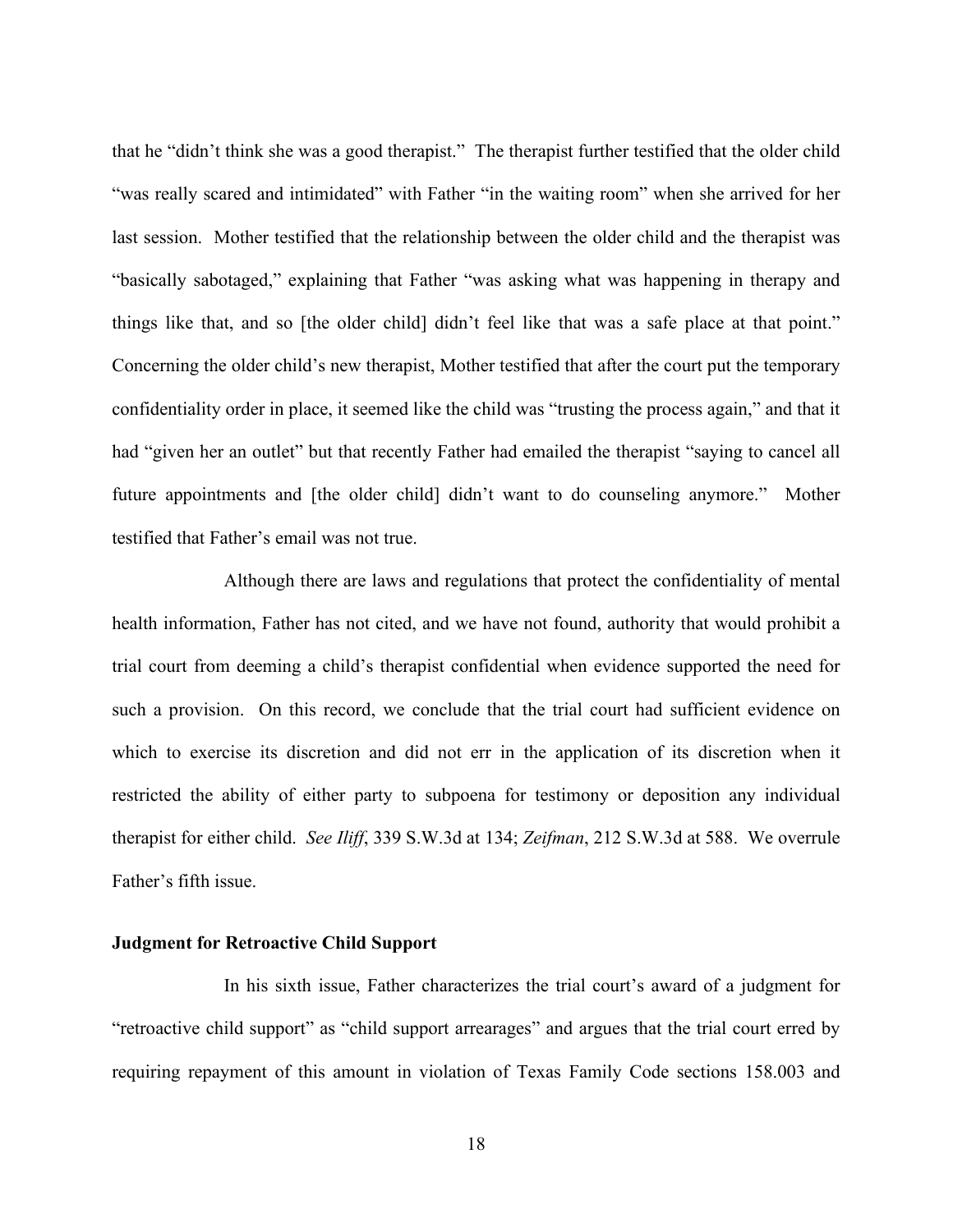that he "didn't think she was a good therapist." The therapist further testified that the older child "was really scared and intimidated" with Father "in the waiting room" when she arrived for her last session. Mother testified that the relationship between the older child and the therapist was "basically sabotaged," explaining that Father "was asking what was happening in therapy and things like that, and so [the older child] didn't feel like that was a safe place at that point." Concerning the older child's new therapist, Mother testified that after the court put the temporary confidentiality order in place, it seemed like the child was "trusting the process again," and that it had "given her an outlet" but that recently Father had emailed the therapist "saying to cancel all future appointments and [the older child] didn't want to do counseling anymore." Mother testified that Father's email was not true.

Although there are laws and regulations that protect the confidentiality of mental health information, Father has not cited, and we have not found, authority that would prohibit a trial court from deeming a child's therapist confidential when evidence supported the need for such a provision. On this record, we conclude that the trial court had sufficient evidence on which to exercise its discretion and did not err in the application of its discretion when it restricted the ability of either party to subpoena for testimony or deposition any individual therapist for either child. *See Iliff*, 339 S.W.3d at 134; *Zeifman*, 212 S.W.3d at 588. We overrule Father's fifth issue.

**Judgment for Retroactive Child Support**

In his sixth issue, Father characterizes the trial court's award of a judgment for "retroactive child support" as "child support arrearages" and argues that the trial court erred by requiring repayment of this amount in violation of Texas Family Code sections 158.003 and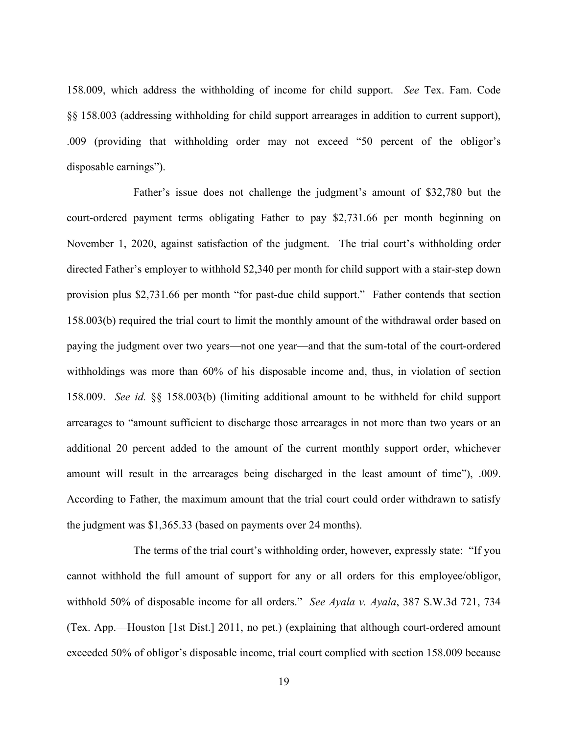158.009, which address the withholding of income for child support. *See* Tex. Fam. Code §§ 158.003 (addressing withholding for child support arrearages in addition to current support), .009 (providing that withholding order may not exceed "50 percent of the obligor's disposable earnings").

Father's issue does not challenge the judgment's amount of $32,780 but the court-ordered payment terms obligating Father to pay $2,731.66 per month beginning on November 1, 2020, against satisfaction of the judgment. The trial court's withholding order directed Father's employer to withhold $2,340 per month for child support with a stair-step down provision plus $2,731.66 per month "for past-due child support." Father contends that section 158.003(b) required the trial court to limit the monthly amount of the withdrawal order based on paying the judgment over two years—not one year—and that the sum-total of the court-ordered withholdings was more than 60% of his disposable income and, thus, in violation of section 158.009. *See id.* §§ 158.003(b) (limiting additional amount to be withheld for child support arrearages to "amount sufficient to discharge those arrearages in not more than two years or an additional 20 percent added to the amount of the current monthly support order, whichever amount will result in the arrearages being discharged in the least amount of time"), .009. According to Father, the maximum amount that the trial court could order withdrawn to satisfy the judgment was $1,365.33 (based on payments over 24 months).

The terms of the trial court's withholding order, however, expressly state: "If you cannot withhold the full amount of support for any or all orders for this employee/obligor, withhold 50% of disposable income for all orders." *See Ayala v. Ayala*, 387 S.W.3d 721, 734 (Tex. App.—Houston [1st Dist.] 2011, no pet.) (explaining that although court-ordered amount exceeded 50% of obligor's disposable income, trial court complied with section 158.009 because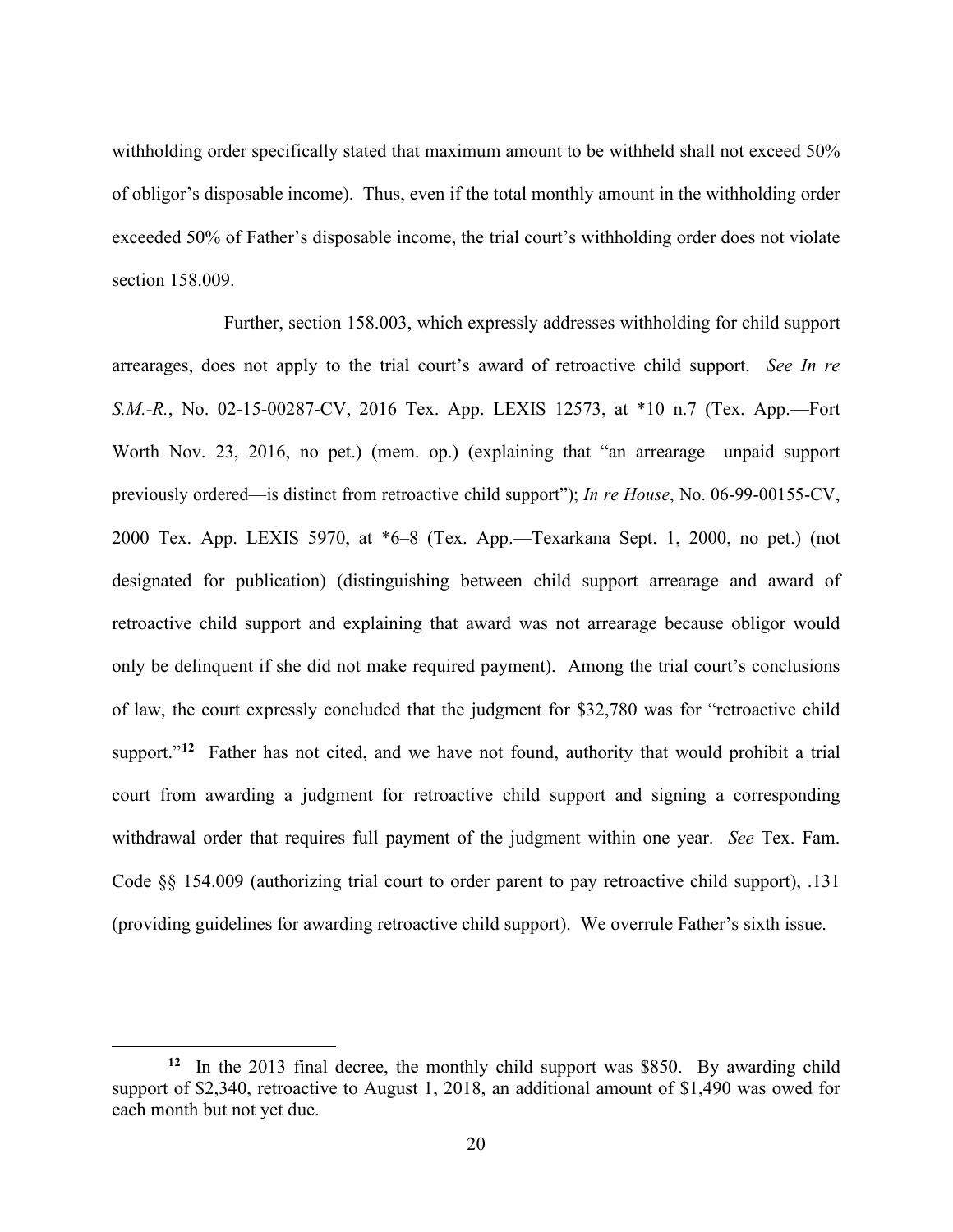withholding order specifically stated that maximum amount to be withheld shall not exceed 50% of obligor's disposable income). Thus, even if the total monthly amount in the withholding order exceeded 50% of Father's disposable income, the trial court's withholding order does not violate section 158.009.

Further, section 158.003, which expressly addresses withholding for child support arrearages, does not apply to the trial court's award of retroactive child support. *See In re S.M.-R.*, No. 02-15-00287-CV, 2016 Tex. App. LEXIS 12573, at *10 n.7 (Tex. App.—Fort Worth Nov. 23, 2016, no pet.) (mem. op.) (explaining that "an arrearage—unpaid support previously ordered—is distinct from retroactive child support"); *In re House*, No. 06-99-00155-CV, 2000 Tex. App. LEXIS 5970, at *6–8 (Tex. App.—Texarkana Sept. 1, 2000, no pet.) (not designated for publication) (distinguishing between child support arrearage and award of retroactive child support and explaining that award was not arrearage because obligor would only be delinquent if she did not make required payment). Among the trial court's conclusions of law, the court expressly concluded that the judgment for $32,780 was for "retroactive child support."[12] Father has not cited, and we have not found, authority that would prohibit a trial court from awarding a judgment for retroactive child support and signing a corresponding withdrawal order that requires full payment of the judgment within one year. *See* Tex. Fam. Code §§ 154.009 (authorizing trial court to order parent to pay retroactive child support), .131 (providing guidelines for awarding retroactive child support). We overrule Father's sixth issue.

---

[12] In the 2013 final decree, the monthly child support was $850. By awarding child support of $2,340, retroactive to August 1, 2018, an additional amount of $1,490 was owed for each month but not yet due.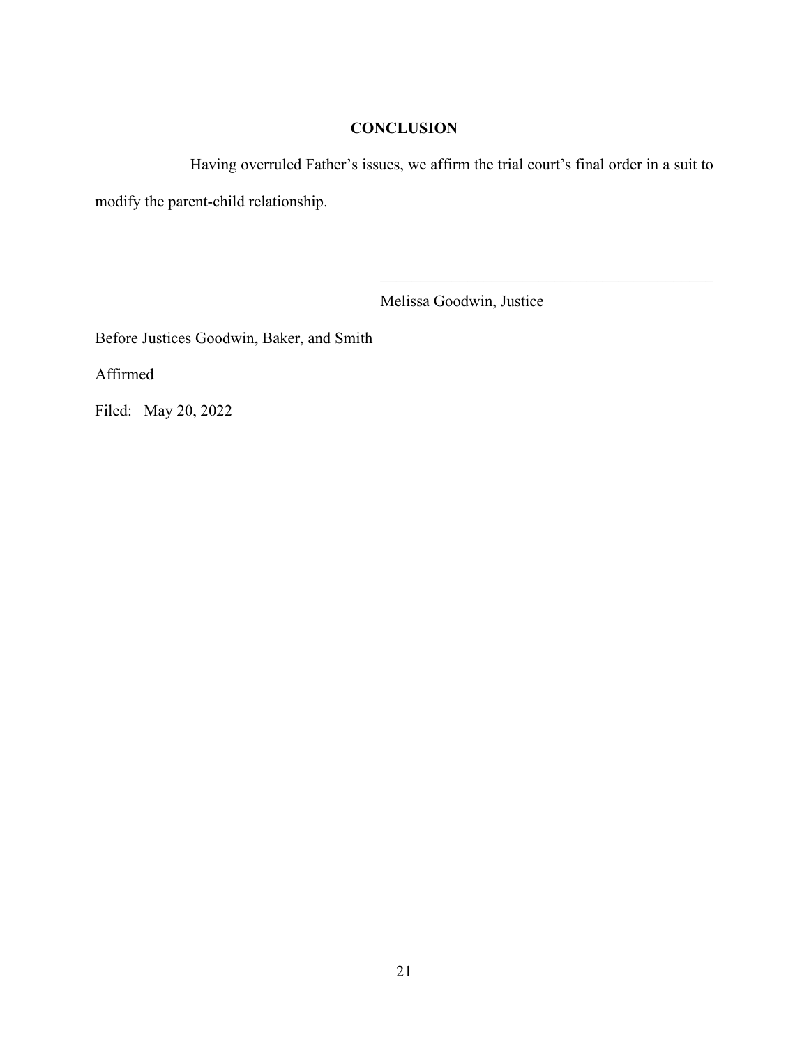## CONCLUSION

Having overruled Father's issues, we affirm the trial court's final order in a suit to modify the parent-child relationship.

\_\_\_\_\_\_\_\_\_\_\_\_\_\_\_\_\_\_\_\_\_\_\_\_\_\_\_\_\_\_\_\_\_\_\_\_\_\_\_\_\_\_\_\_

Melissa Goodwin, Justice

Before Justices Goodwin, Baker, and Smith

Affirmed

Filed: May 20, 2022